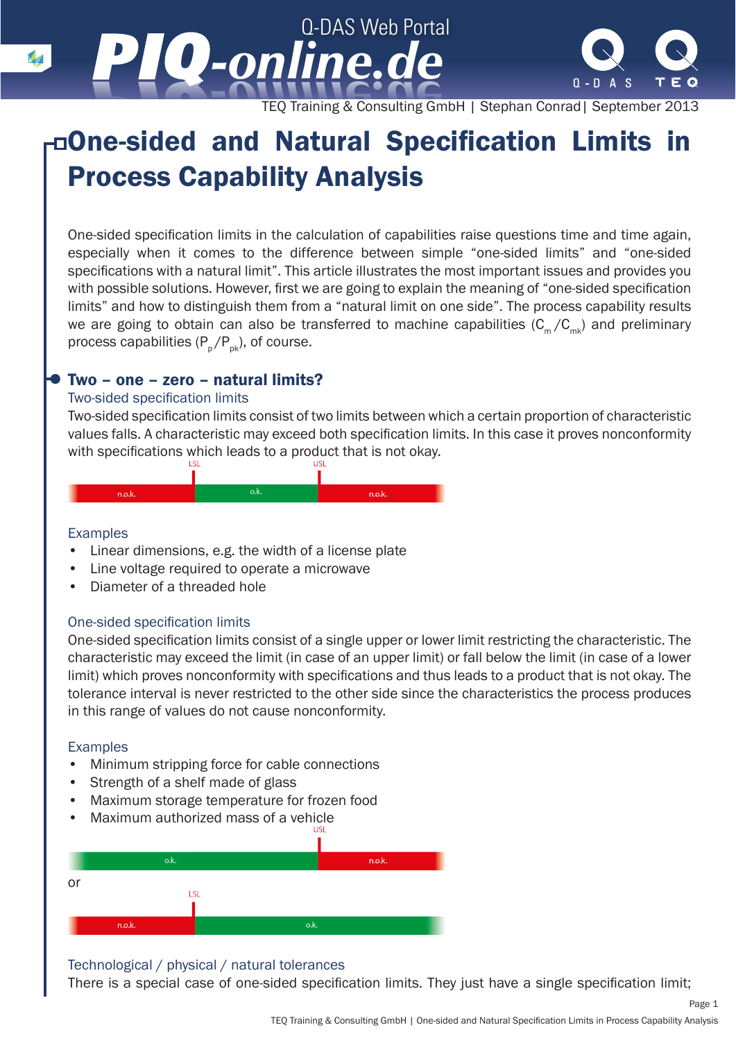# One-sided and Natural Specification Limits in Process Capability Analysis

One-sided specification limits in the calculation of capabilities raise questions time and time again, especially when it comes to the difference between simple "one-sided limits" and "one-sided specifications with a natural limit". This article illustrates the most important issues and provides you with possible solutions. However, first we are going to explain the meaning of "one-sided specification limits" and how to distinguish them from a "natural limit on one side". The process capability results we are going to obtain can also be transferred to machine capabilities ($C_m$ /$C_{mk}$) and preliminary process capabilities ($P_p$/$P_{pk}$), of course.

## Two – one – zero – natural limits?

### Two-sided specification limits

Two-sided specification limits consist of two limits between which a certain proportion of characteristic values falls. A characteristic may exceed both specification limits. In this case it proves nonconformity with specifications which leads to a product that is not okay.

LSL | USL

n.o.k. | o.k. | n.o.k.

### Examples

- Linear dimensions, e.g. the width of a license plate
- Line voltage required to operate a microwave
- Diameter of a threaded hole

### One-sided specification limits

One-sided specification limits consist of a single upper or lower limit restricting the characteristic. The characteristic may exceed the limit (in case of an upper limit) or fall below the limit (in case of a lower limit) which proves nonconformity with specifications and thus leads to a product that is not okay. The tolerance interval is never restricted to the other side since the characteristics the process produces in this range of values do not cause nonconformity.

### Examples

- Minimum stripping force for cable connections
- Strength of a shelf made of glass
- Maximum storage temperature for frozen food
- Maximum authorized mass of a vehicle

USL

o.k. | n.o.k.

or

LSL

n.o.k. | o.k.

### Technological / physical / natural tolerances

There is a special case of one-sided specification limits. They just have a single specification limit;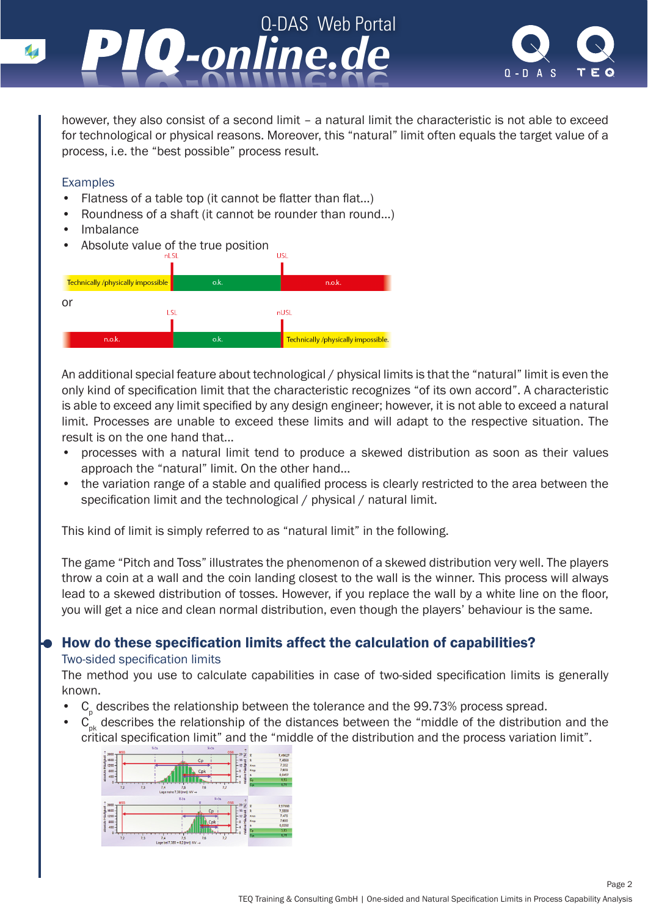however, they also consist of a second limit – a natural limit the characteristic is not able to exceed for technological or physical reasons. Moreover, this “natural” limit often equals the target value of a process, i.e. the “best possible” process result.

Examples

- Flatness of a table top (it cannot be flatter than flat...)
- Roundness of a shaft (it cannot be rounder than round...)
- Imbalance
- Absolute value of the true position

| Technically /physically impossible | nLSL | o.k. | USL | n.o.k. |
|---|---|---|---|---|

or

| n.o.k. | LSL | o.k. | nUSL | Technically /physically impossible. |
|---|---|---|---|---|

An additional special feature about technological / physical limits is that the “natural” limit is even the only kind of specification limit that the characteristic recognizes “of its own accord”. A characteristic is able to exceed any limit specified by any design engineer; however, it is not able to exceed a natural limit. Processes are unable to exceed these limits and will adapt to the respective situation. The result is on the one hand that...

- processes with a natural limit tend to produce a skewed distribution as soon as their values approach the “natural” limit. On the other hand...
- the variation range of a stable and qualified process is clearly restricted to the area between the specification limit and the technological / physical / natural limit.

This kind of limit is simply referred to as “natural limit” in the following.

The game “Pitch and Toss” illustrates the phenomenon of a skewed distribution very well. The players throw a coin at a wall and the coin landing closest to the wall is the winner. This process will always lead to a skewed distribution of tosses. However, if you replace the wall by a white line on the floor, you will get a nice and clean normal distribution, even though the players’ behaviour is the same.

## How do these specification limits affect the calculation of capabilities?

### Two-sided specification limits

The method you use to calculate capabilities in case of two-sided specification limits is generally known.

- $C_p$ describes the relationship between the tolerance and the 99.73% process spread.
- $C_{pk}$ describes the relationship of the distances between the “middle of the distribution and the critical specification limit” and the “middle of the distribution and the process variation limit”.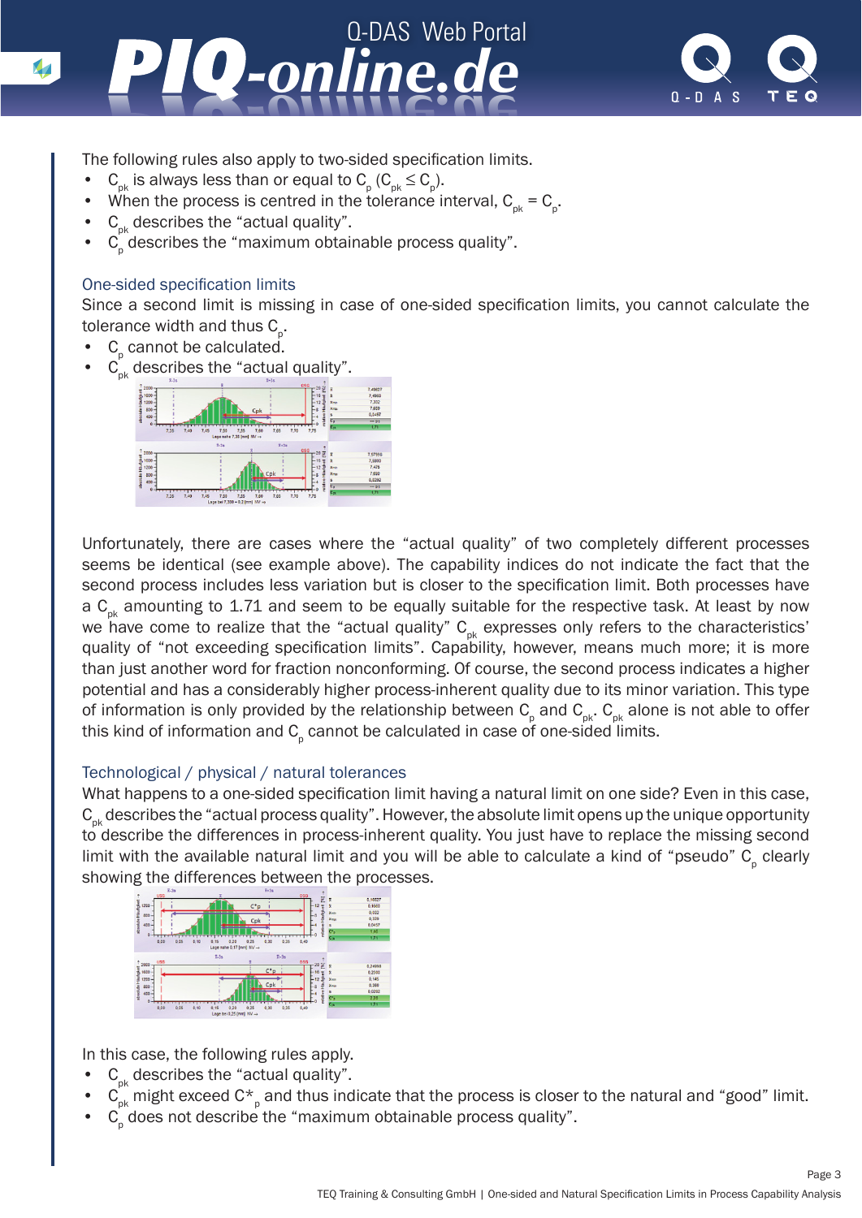The following rules also apply to two-sided specification limits.

- $C_{pk}$ is always less than or equal to $C_p$ ($C_{pk} \leq C_p$).
- When the process is centred in the tolerance interval, $C_{pk} = C_p$.
- $C_{pk}$ describes the “actual quality”.
- $C_p$ describes the “maximum obtainable process quality”.

### One-sided specification limits

Since a second limit is missing in case of one-sided specification limits, you cannot calculate the tolerance width and thus $C_p$.

- $C_p$ cannot be calculated.
- $C_{pk}$ describes the “actual quality”.

Unfortunately, there are cases where the “actual quality” of two completely different processes seems be identical (see example above). The capability indices do not indicate the fact that the second process includes less variation but is closer to the specification limit. Both processes have a $C_{pk}$ amounting to 1.71 and seem to be equally suitable for the respective task. At least by now we have come to realize that the “actual quality” $C_{pk}$ expresses only refers to the characteristics’ quality of “not exceeding specification limits”. Capability, however, means much more; it is more than just another word for fraction nonconforming. Of course, the second process indicates a higher potential and has a considerably higher process-inherent quality due to its minor variation. This type of information is only provided by the relationship between $C_p$ and $C_{pk}$. $C_{pk}$ alone is not able to offer this kind of information and $C_p$ cannot be calculated in case of one-sided limits.

### Technological / physical / natural tolerances

What happens to a one-sided specification limit having a natural limit on one side? Even in this case, $C_{pk}$ describes the “actual process quality”. However, the absolute limit opens up the unique opportunity to describe the differences in process-inherent quality. You just have to replace the missing second limit with the available natural limit and you will be able to calculate a kind of “pseudo” $C_p$ clearly showing the differences between the processes.

In this case, the following rules apply.

- $C_{pk}$ describes the “actual quality”.
- $C_{pk}$ might exceed $C^*_p$ and thus indicate that the process is closer to the natural and “good” limit.
- $C_p$ does not describe the “maximum obtainable process quality”.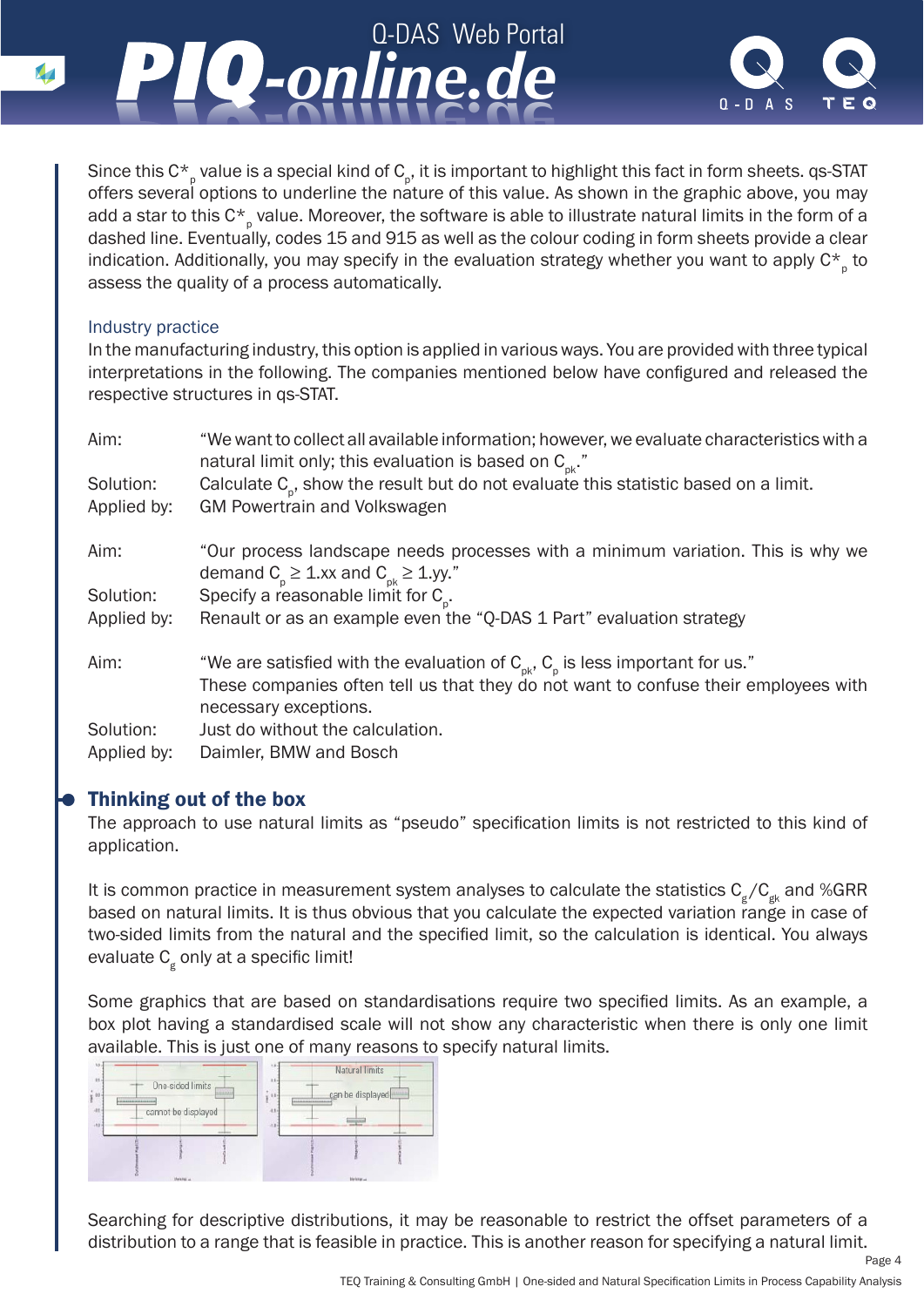Since this $C^*_p$ value is a special kind of $C_p$, it is important to highlight this fact in form sheets. qs-STAT offers several options to underline the nature of this value. As shown in the graphic above, you may add a star to this $C^*_p$ value. Moreover, the software is able to illustrate natural limits in the form of a dashed line. Eventually, codes 15 and 915 as well as the colour coding in form sheets provide a clear indication. Additionally, you may specify in the evaluation strategy whether you want to apply $C^*_p$ to assess the quality of a process automatically.

### Industry practice

In the manufacturing industry, this option is applied in various ways. You are provided with three typical interpretations in the following. The companies mentioned below have configured and released the respective structures in qs-STAT.

**Aim:** "We want to collect all available information; however, we evaluate characteristics with a natural limit only; this evaluation is based on $C_{pk}$."
**Solution:** Calculate $C_p$, show the result but do not evaluate this statistic based on a limit.
**Applied by:** GM Powertrain and Volkswagen

**Aim:** "Our process landscape needs processes with a minimum variation. This is why we demand $C_p \geq 1.xx$ and $C_{pk} \geq 1.yy$."
**Solution:** Specify a reasonable limit for $C_p$.
**Applied by:** Renault or as an example even the "Q-DAS 1 Part" evaluation strategy

**Aim:** "We are satisfied with the evaluation of $C_{pk}$, $C_p$ is less important for us." These companies often tell us that they do not want to confuse their employees with necessary exceptions.
**Solution:** Just do without the calculation.
**Applied by:** Daimler, BMW and Bosch

## Thinking out of the box

The approach to use natural limits as "pseudo" specification limits is not restricted to this kind of application.

It is common practice in measurement system analyses to calculate the statistics $C_g/C_{gk}$ and %GRR based on natural limits. It is thus obvious that you calculate the expected variation range in case of two-sided limits from the natural and the specified limit, so the calculation is identical. You always evaluate $C_g$ only at a specific limit!

Some graphics that are based on standardisations require two specified limits. As an example, a box plot having a standardised scale will not show any characteristic when there is only one limit available. This is just one of many reasons to specify natural limits.

Searching for descriptive distributions, it may be reasonable to restrict the offset parameters of a distribution to a range that is feasible in practice. This is another reason for specifying a natural limit.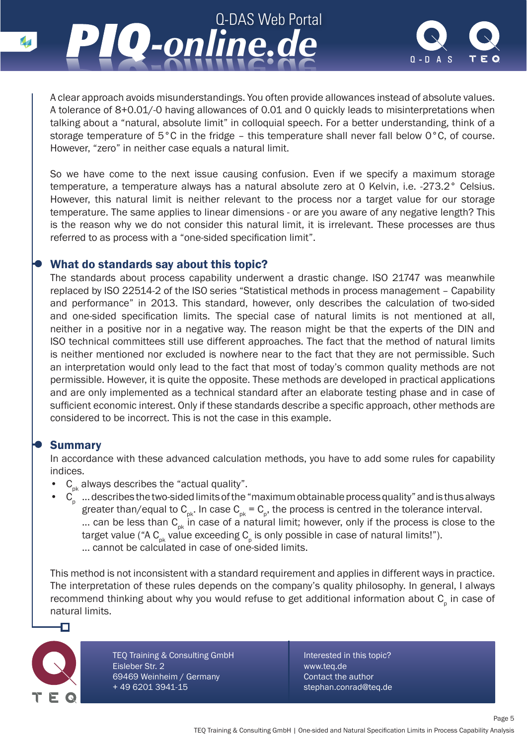A clear approach avoids misunderstandings. You often provide allowances instead of absolute values. A tolerance of 8+0.01/-0 having allowances of 0.01 and 0 quickly leads to misinterpretations when talking about a “natural, absolute limit” in colloquial speech. For a better understanding, think of a storage temperature of 5°C in the fridge – this temperature shall never fall below 0°C, of course. However, “zero” in neither case equals a natural limit.

So we have come to the next issue causing confusion. Even if we specify a maximum storage temperature, a temperature always has a natural absolute zero at 0 Kelvin, i.e. -273.2° Celsius. However, this natural limit is neither relevant to the process nor a target value for our storage temperature. The same applies to linear dimensions - or are you aware of any negative length? This is the reason why we do not consider this natural limit, it is irrelevant. These processes are thus referred to as process with a “one-sided specification limit”.

## What do standards say about this topic?

The standards about process capability underwent a drastic change. ISO 21747 was meanwhile replaced by ISO 22514-2 of the ISO series “Statistical methods in process management – Capability and performance” in 2013. This standard, however, only describes the calculation of two-sided and one-sided specification limits. The special case of natural limits is not mentioned at all, neither in a positive nor in a negative way. The reason might be that the experts of the DIN and ISO technical committees still use different approaches. The fact that the method of natural limits is neither mentioned nor excluded is nowhere near to the fact that they are not permissible. Such an interpretation would only lead to the fact that most of today’s common quality methods are not permissible. However, it is quite the opposite. These methods are developed in practical applications and are only implemented as a technical standard after an elaborate testing phase and in case of sufficient economic interest. Only if these standards describe a specific approach, other methods are considered to be incorrect. This is not the case in this example.

## Summary

In accordance with these advanced calculation methods, you have to add some rules for capability indices.

- $C_{pk}$ always describes the “actual quality”.
- $C_p$ ... describes the two-sided limits of the “maximum obtainable process quality” and is thus always greater than/equal to $C_{pk}$. In case $C_{pk} = C_p$, the process is centred in the tolerance interval.
  ... can be less than $C_{pk}$ in case of a natural limit; however, only if the process is close to the target value (“A $C_{pk}$ value exceeding $C_p$ is only possible in case of natural limits!”).
  ... cannot be calculated in case of one-sided limits.

This method is not inconsistent with a standard requirement and applies in different ways in practice. The interpretation of these rules depends on the company’s quality philosophy. In general, I always recommend thinking about why you would refuse to get additional information about $C_p$ in case of natural limits.

TEQ Training & Consulting GmbH
Eisleber Str. 2
69469 Weinheim / Germany
+ 49 6201 3941-15

Interested in this topic?
www.teq.de
Contact the author
stephan.conrad@teq.de